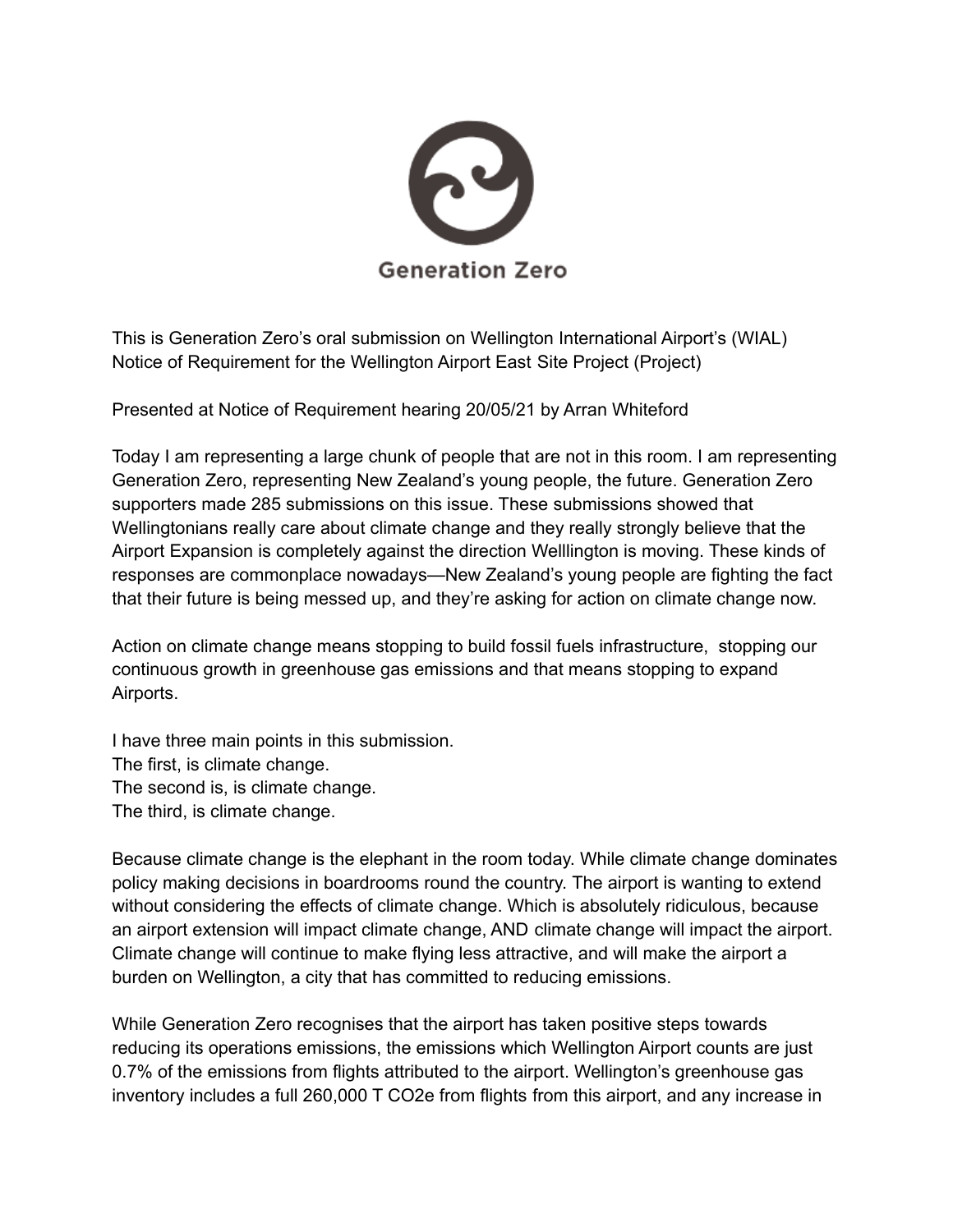**Generation Zero**

This is Generation Zero's oral submission on Wellington International Airport's (WIAL) Notice of Requirement for the Wellington Airport East Site Project (Project)

Presented at Notice of Requirement hearing 20/05/21 by Arran Whiteford

Today I am representing a large chunk of people that are not in this room. I am representing Generation Zero, representing New Zealand's young people, the future. Generation Zero supporters made 285 submissions on this issue. These submissions showed that Wellingtonians really care about climate change and they really strongly believe that the Airport Expansion is completely against the direction Welllington is moving. These kinds of responses are commonplace nowadays—New Zealand's young people are fighting the fact that their future is being messed up, and they're asking for action on climate change now.

Action on climate change means stopping to build fossil fuels infrastructure, stopping our continuous growth in greenhouse gas emissions and that means stopping to expand Airports.

I have three main points in this submission.
The first, is climate change.
The second is, is climate change.
The third, is climate change.

Because climate change is the elephant in the room today. While climate change dominates policy making decisions in boardrooms round the country. The airport is wanting to extend without considering the effects of climate change. Which is absolutely ridiculous, because an airport extension will impact climate change, AND climate change will impact the airport. Climate change will continue to make flying less attractive, and will make the airport a burden on Wellington, a city that has committed to reducing emissions.

While Generation Zero recognises that the airport has taken positive steps towards reducing its operations emissions, the emissions which Wellington Airport counts are just 0.7% of the emissions from flights attributed to the airport. Wellington's greenhouse gas inventory includes a full 260,000 T $CO_2e$ from flights from this airport, and any increase in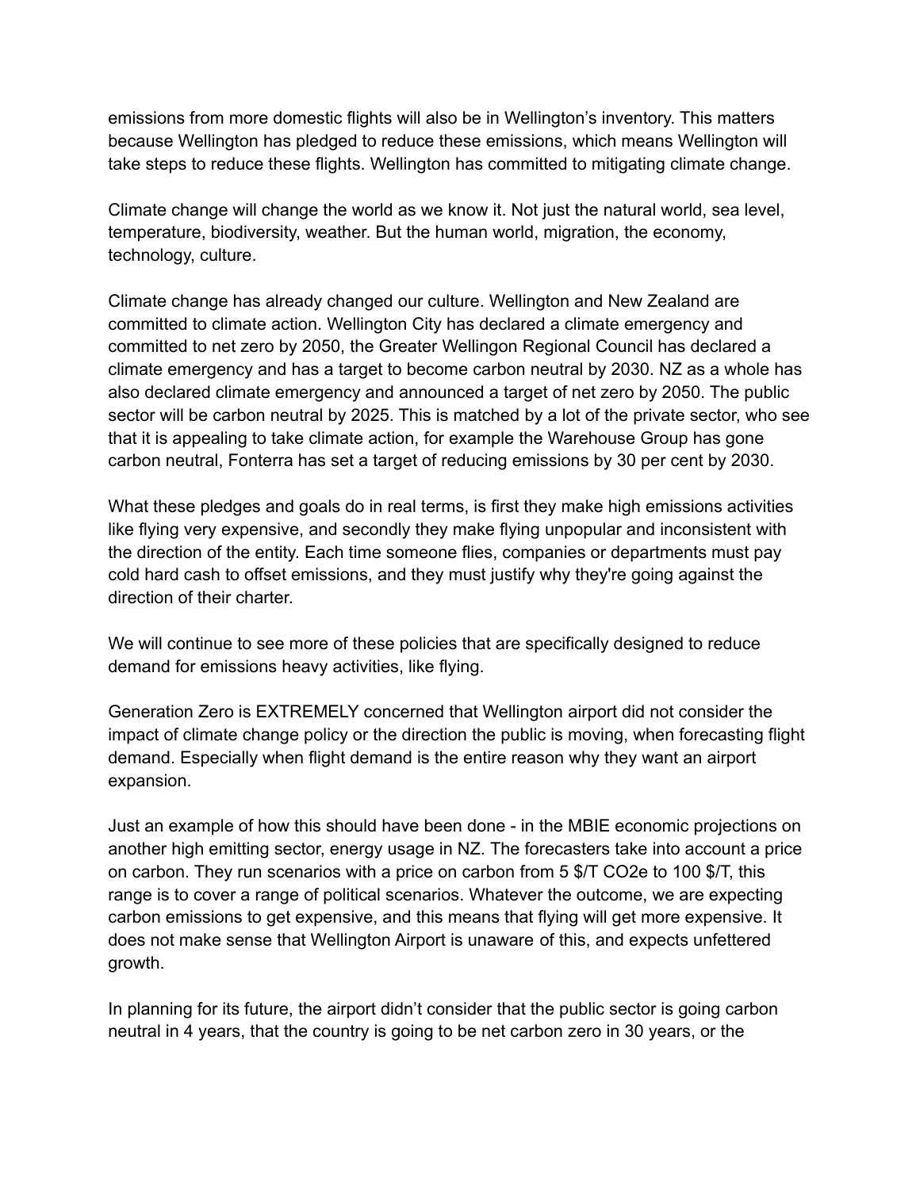emissions from more domestic flights will also be in Wellington's inventory. This matters because Wellington has pledged to reduce these emissions, which means Wellington will take steps to reduce these flights. Wellington has committed to mitigating climate change.

Climate change will change the world as we know it. Not just the natural world, sea level, temperature, biodiversity, weather. But the human world, migration, the economy, technology, culture.

Climate change has already changed our culture. Wellington and New Zealand are committed to climate action. Wellington City has declared a climate emergency and committed to net zero by 2050, the Greater Wellingon Regional Council has declared a climate emergency and has a target to become carbon neutral by 2030. NZ as a whole has also declared climate emergency and announced a target of net zero by 2050. The public sector will be carbon neutral by 2025. This is matched by a lot of the private sector, who see that it is appealing to take climate action, for example the Warehouse Group has gone carbon neutral, Fonterra has set a target of reducing emissions by 30 per cent by 2030.

What these pledges and goals do in real terms, is first they make high emissions activities like flying very expensive, and secondly they make flying unpopular and inconsistent with the direction of the entity. Each time someone flies, companies or departments must pay cold hard cash to offset emissions, and they must justify why they're going against the direction of their charter.

We will continue to see more of these policies that are specifically designed to reduce demand for emissions heavy activities, like flying.

Generation Zero is EXTREMELY concerned that Wellington airport did not consider the impact of climate change policy or the direction the public is moving, when forecasting flight demand. Especially when flight demand is the entire reason why they want an airport expansion.

Just an example of how this should have been done - in the MBIE economic projections on another high emitting sector, energy usage in NZ. The forecasters take into account a price on carbon. They run scenarios with a price on carbon from 5 $/T $CO_2e$ to 100 $/T, this range is to cover a range of political scenarios. Whatever the outcome, we are expecting carbon emissions to get expensive, and this means that flying will get more expensive. It does not make sense that Wellington Airport is unaware of this, and expects unfettered growth.

In planning for its future, the airport didn't consider that the public sector is going carbon neutral in 4 years, that the country is going to be net carbon zero in 30 years, or the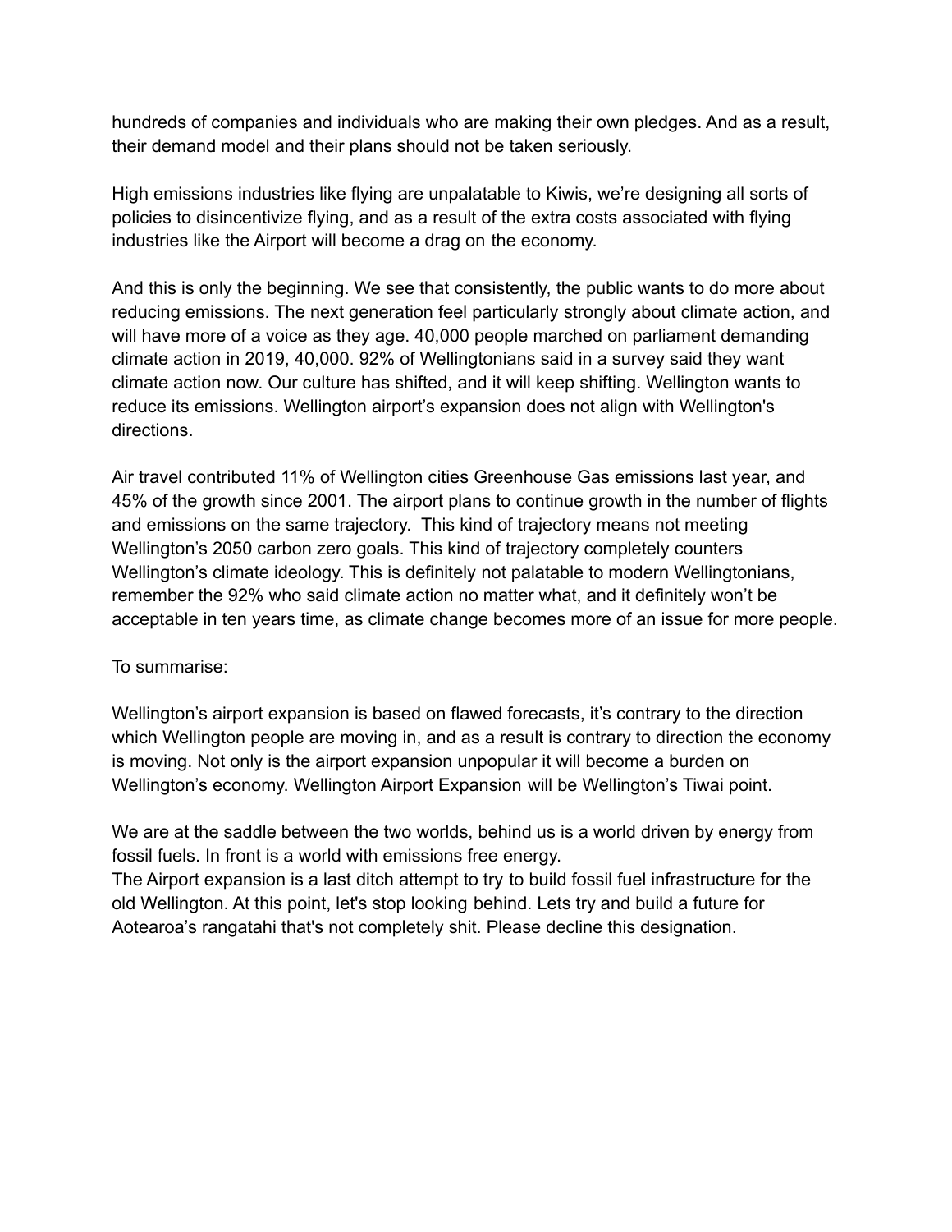hundreds of companies and individuals who are making their own pledges. And as a result, their demand model and their plans should not be taken seriously.

High emissions industries like flying are unpalatable to Kiwis, we're designing all sorts of policies to disincentivize flying, and as a result of the extra costs associated with flying industries like the Airport will become a drag on the economy.

And this is only the beginning. We see that consistently, the public wants to do more about reducing emissions. The next generation feel particularly strongly about climate action, and will have more of a voice as they age. 40,000 people marched on parliament demanding climate action in 2019, 40,000. 92% of Wellingtonians said in a survey said they want climate action now. Our culture has shifted, and it will keep shifting. Wellington wants to reduce its emissions. Wellington airport's expansion does not align with Wellington's directions.

Air travel contributed 11% of Wellington cities Greenhouse Gas emissions last year, and 45% of the growth since 2001. The airport plans to continue growth in the number of flights and emissions on the same trajectory. This kind of trajectory means not meeting Wellington's 2050 carbon zero goals. This kind of trajectory completely counters Wellington's climate ideology. This is definitely not palatable to modern Wellingtonians, remember the 92% who said climate action no matter what, and it definitely won't be acceptable in ten years time, as climate change becomes more of an issue for more people.

To summarise:

Wellington's airport expansion is based on flawed forecasts, it's contrary to the direction which Wellington people are moving in, and as a result is contrary to direction the economy is moving. Not only is the airport expansion unpopular it will become a burden on Wellington's economy. Wellington Airport Expansion will be Wellington's Tiwai point.

We are at the saddle between the two worlds, behind us is a world driven by energy from fossil fuels. In front is a world with emissions free energy.
The Airport expansion is a last ditch attempt to try to build fossil fuel infrastructure for the old Wellington. At this point, let's stop looking behind. Lets try and build a future for Aotearoa's rangatahi that's not completely shit. Please decline this designation.